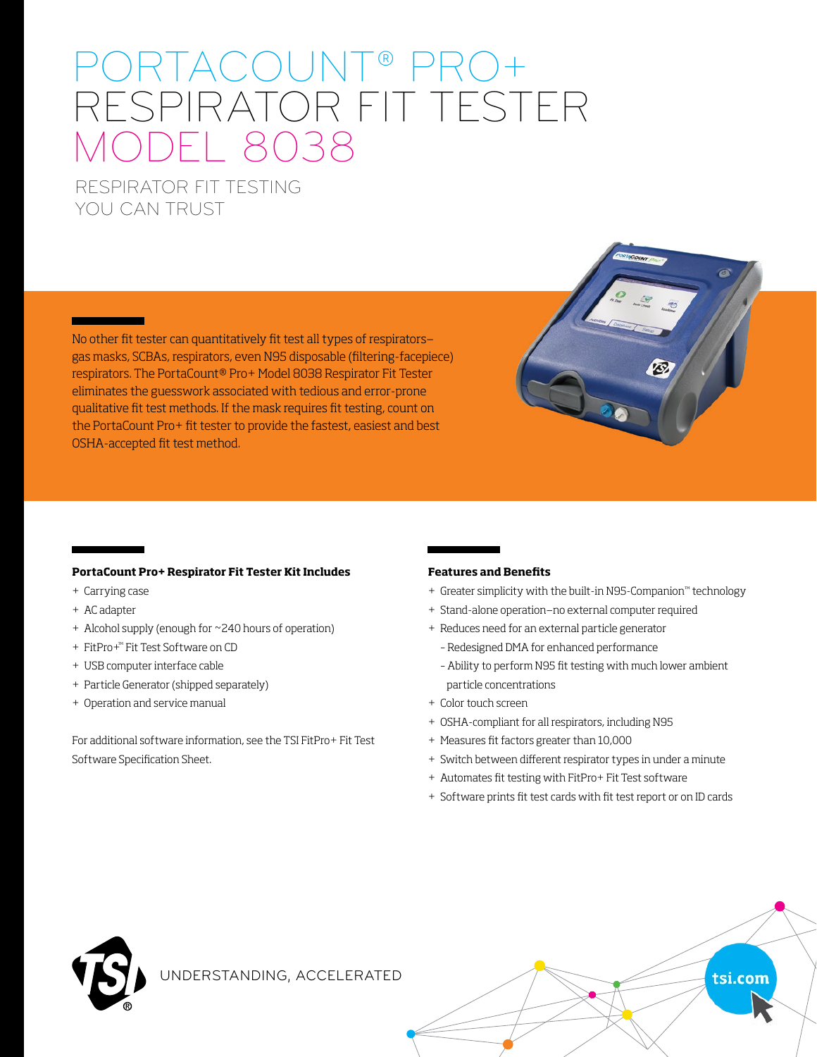# PORTACOUNT® PRO+ RESPIRATOR FIT TESTER MODEL 8038

## RESPIRATOR FIT TESTING YOU CAN TRUST

No other fit tester can quantitatively fit test all types of respirators–gas masks, SCBAs, respirators, even N95 disposable (filtering-facepiece) respirators. The PortaCount® Pro+ Model 8038 Respirator Fit Tester eliminates the guesswork associated with tedious and error-prone qualitative fit test methods. If the mask requires fit testing, count on the PortaCount Pro+ fit tester to provide the fastest, easiest and best OSHA-accepted fit test method.

### PortaCount Pro+ Respirator Fit Tester Kit Includes

- Carrying case
- AC adapter
- Alcohol supply (enough for ~240 hours of operation)
- FitPro+™ Fit Test Software on CD
- USB computer interface cable
- Particle Generator (shipped separately)
- Operation and service manual

For additional software information, see the TSI FitPro+ Fit Test Software Specification Sheet.

### Features and Benefits

- Greater simplicity with the built-in N95-Companion™ technology
- Stand-alone operation–no external computer required
- Reduces need for an external particle generator
  - Redesigned DMA for enhanced performance
  - Ability to perform N95 fit testing with much lower ambient particle concentrations
- Color touch screen
- OSHA-compliant for all respirators, including N95
- Measures fit factors greater than 10,000
- Switch between different respirator types in under a minute
- Automates fit testing with FitPro+ Fit Test software
- Software prints fit test cards with fit test report or on ID cards

UNDERSTANDING, ACCELERATED

tsi.com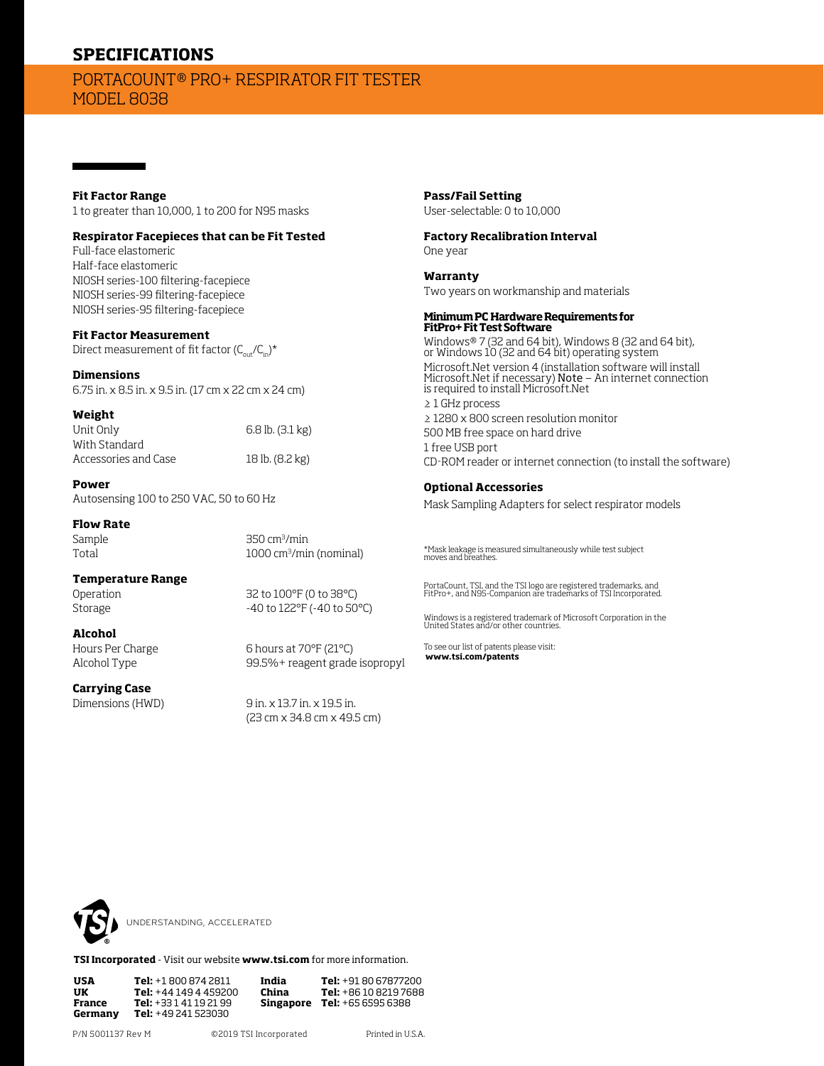# SPECIFICATIONS

## PORTACOUNT® PRO+ RESPIRATOR FIT TESTER MODEL 8038

**Fit Factor Range**
1 to greater than 10,000, 1 to 200 for N95 masks

**Respirator Facepieces that can be Fit Tested**
Full-face elastomeric
Half-face elastomeric
NIOSH series-100 filtering-facepiece
NIOSH series-99 filtering-facepiece
NIOSH series-95 filtering-facepiece

**Fit Factor Measurement**
Direct measurement of fit factor ($C_{out}/C_{in}$)*

**Dimensions**
6.75 in. x 8.5 in. x 9.5 in. (17 cm x 22 cm x 24 cm)

**Weight**

| | |
|---|---|
| Unit Only | 6.8 lb. (3.1 kg) |
| With Standard Accessories and Case | 18 lb. (8.2 kg) |

**Power**
Autosensing 100 to 250 VAC, 50 to 60 Hz

**Flow Rate**

| | |
|---|---|
| Sample | 350 cm³/min |
| Total | 1000 cm³/min (nominal) |

**Temperature Range**

| | |
|---|---|
| Operation | 32 to 100°F (0 to 38°C) |
| Storage | -40 to 122°F (-40 to 50°C) |

**Alcohol**

| | |
|---|---|
| Hours Per Charge | 6 hours at 70°F (21°C) |
| Alcohol Type | 99.5%+ reagent grade isopropyl |

**Carrying Case**

| | |
|---|---|
| Dimensions (HWD) | 9 in. x 13.7 in. x 19.5 in. (23 cm x 34.8 cm x 49.5 cm) |

**Pass/Fail Setting**
User-selectable: 0 to 10,000

**Factory Recalibration Interval**
One year

**Warranty**
Two years on workmanship and materials

**Minimum PC Hardware Requirements for FitPro+ Fit Test Software**
Windows® 7 (32 and 64 bit), Windows 8 (32 and 64 bit), or Windows 10 (32 and 64 bit) operating system
Microsoft.Net version 4 (installation software will install Microsoft.Net if necessary) Note – An internet connection is required to install Microsoft.Net
≥ 1 GHz process
≥ 1280 x 800 screen resolution monitor
500 MB free space on hard drive
1 free USB port
CD-ROM reader or internet connection (to install the software)

**Optional Accessories**
Mask Sampling Adapters for select respirator models

*Mask leakage is measured simultaneously while test subject moves and breathes.

PortaCount, TSI, and the TSI logo are registered trademarks, and FitPro+, and N95-Companion are trademarks of TSI Incorporated.

Windows is a registered trademark of Microsoft Corporation in the United States and/or other countries.

To see our list of patents please visit:
**www.tsi.com/patents**

UNDERSTANDING, ACCELERATED

**TSI Incorporated** - Visit our website **www.tsi.com** for more information.

| | | | |
|---|---|---|---|
| **USA** | **Tel:** +1 800 874 2811 | **India** | **Tel:** +91 80 67877200 |
| **UK** | **Tel:** +44 149 4 459200 | **China** | **Tel:** +86 10 8219 7688 |
| **France** | **Tel:** +33 1 41 19 21 99 | **Singapore** | **Tel:** +65 6595 6388 |
| **Germany** | **Tel:** +49 241 523030 | | |

P/N 5001137 Rev M ©2019 TSI Incorporated Printed in U.S.A.